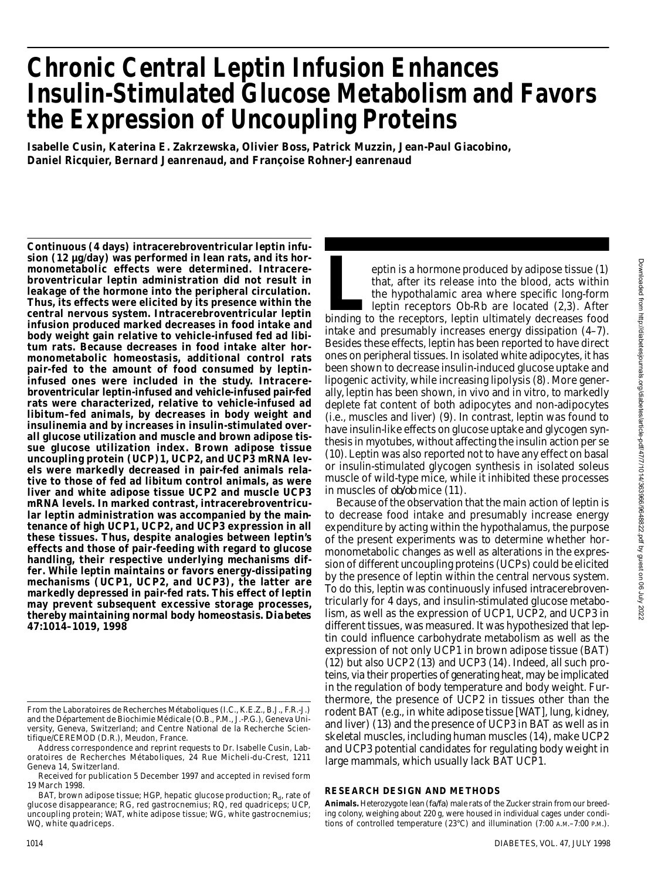# Chronic Central Leptin Infusion Enhances Insulin-Stimulated Glucose Metabolism and Favors the Expression of Uncoupling Proteins

**Isabelle Cusin, Katerina E. Zakrzewska, Olivier Boss, Patrick Muzzin, Jean-Paul Giacobino, Daniel Ricquier, Bernard Jeanrenaud, and Françoise Rohner-Jeanrenaud**

**Continuous (4 days) intracerebroventricular leptin infusion (12 µg/day) was performed in lean rats, and its hormonometabolic effects were determined. Intracerebroventricular leptin administration did not result in leakage of the hormone into the peripheral circulation. Thus, its effects were elicited by its presence within the central nervous system. Intracerebroventricular leptin infusion produced marked decreases in food intake and body weight gain relative to vehicle-infused fed ad libitum rats. Because decreases in food intake alter hormonometabolic homeostasis, additional control rats pair-fed to the amount of food consumed by leptin-infused ones were included in the study. Intracerebroventricular leptin-infused and vehicle-infused pair-fed rats were characterized, relative to vehicle-infused ad libitum–fed animals, by decreases in body weight and insulinemia and by increases in insulin-stimulated overall glucose utilization and muscle and brown adipose tissue glucose utilization index. Brown adipose tissue uncoupling protein (UCP) 1, UCP2, and UCP3 mRNA levels were markedly decreased in pair-fed animals relative to those of fed ad libitum control animals, as were liver and white adipose tissue UCP2 and muscle UCP3 mRNA levels. In marked contrast, intracerebroventricular leptin administration was accompanied by the maintenance of high UCP1, UCP2, and UCP3 expression in all these tissues. Thus, despite analogies between leptin's effects and those of pair-feeding with regard to glucose handling, their respective underlying mechanisms differ. While leptin maintains or favors energy-dissipating mechanisms (UCP1, UCP2, and UCP3), the latter are markedly depressed in pair-fed rats. This effect of leptin may prevent subsequent excessive storage processes, thereby maintaining normal body homeostasis.** ***Diabetes* 47:1014–1019, 1998**

From the Laboratoires de Recherches Métaboliques (I.C., K.E.Z., B.J., F.R.-J.) and the Département de Biochimie Médicale (O.B., P.M., J.-P.G.), Geneva University, Geneva, Switzerland; and Centre National de la Recherche Scientifique/CEREMOD (D.R.), Meudon, France.

Address correspondence and reprint requests to Dr. Isabelle Cusin, Laboratoires de Recherches Métaboliques, 24 Rue Micheli-du-Crest, 1211 Geneva 14, Switzerland.

Received for publication 5 December 1997 and accepted in revised form 19 March 1998.

BAT, brown adipose tissue; HGP, hepatic glucose production; $R_d$, rate of glucose disappearance; RG, red gastrocnemius; RQ, red quadriceps; UCP, uncoupling protein; WAT, white adipose tissue; WG, white gastrocnemius; WQ, white quadriceps.

Leptin is a hormone produced by adipose tissue (1) that, after its release into the blood, acts within the hypothalamic area where specific long-form leptin receptors Ob-Rb are located (2,3). After binding to the receptors, leptin ultimately decreases food intake and presumably increases energy dissipation (4–7). Besides these effects, leptin has been reported to have direct ones on peripheral tissues. In isolated white adipocytes, it has been shown to decrease insulin-induced glucose uptake and lipogenic activity, while increasing lipolysis (8). More generally, leptin has been shown, in vivo and in vitro, to markedly deplete fat content of both adipocytes and non-adipocytes (i.e., muscles and liver) (9). In contrast, leptin was found to have insulin-like effects on glucose uptake and glycogen synthesis in myotubes, without affecting the insulin action per se (10). Leptin was also reported not to have any effect on basal or insulin-stimulated glycogen synthesis in isolated soleus muscle of wild-type mice, while it inhibited these processes in muscles of *ob/ob* mice (11).

Because of the observation that the main action of leptin is to decrease food intake and presumably increase energy expenditure by acting within the hypothalamus, the purpose of the present experiments was to determine whether hormonometabolic changes as well as alterations in the expression of different uncoupling proteins (UCPs) could be elicited by the presence of leptin within the central nervous system. To do this, leptin was continuously infused intracerebroventricularly for 4 days, and insulin-stimulated glucose metabolism, as well as the expression of UCP1, UCP2, and UCP3 in different tissues, was measured. It was hypothesized that leptin could influence carbohydrate metabolism as well as the expression of not only UCP1 in brown adipose tissue (BAT) (12) but also UCP2 (13) and UCP3 (14). Indeed, all such proteins, via their properties of generating heat, may be implicated in the regulation of body temperature and body weight. Furthermore, the presence of UCP2 in tissues other than the rodent BAT (e.g., in white adipose tissue [WAT], lung, kidney, and liver) (13) and the presence of UCP3 in BAT as well as in skeletal muscles, including human muscles (14), make UCP2 and UCP3 potential candidates for regulating body weight in large mammals, which usually lack BAT UCP1.

## RESEARCH DESIGN AND METHODS

**Animals.** Heterozygote lean (*fa/fa*) male rats of the Zucker strain from our breeding colony, weighing about 220 g, were housed in individual cages under conditions of controlled temperature (23°C) and illumination (7:00 A.M.–7:00 P.M.).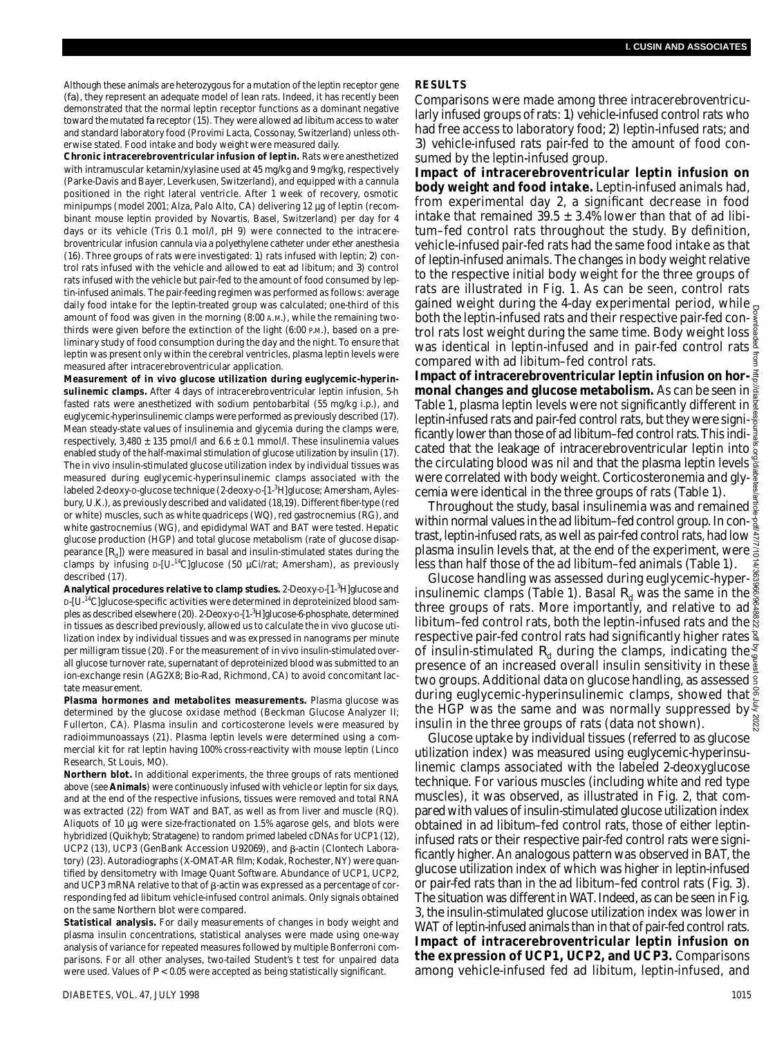Although these animals are heterozygous for a mutation of the leptin receptor gene (*fa*), they represent an adequate model of lean rats. Indeed, it has recently been demonstrated that the normal leptin receptor functions as a dominant negative toward the mutated *fa* receptor (15). They were allowed ad libitum access to water and standard laboratory food (Provimi Lacta, Cossonay, Switzerland) unless otherwise stated. Food intake and body weight were measured daily.

**Chronic intracerebroventricular infusion of leptin.** Rats were anesthetized with intramuscular ketamin/xylasine used at 45 mg/kg and 9 mg/kg, respectively (Parke-Davis and Bayer, Leverkusen, Switzerland), and equipped with a cannula positioned in the right lateral ventricle. After 1 week of recovery, osmotic minipumps (model 2001; Alza, Palo Alto, CA) delivering 12 µg of leptin (recombinant mouse leptin provided by Novartis, Basel, Switzerland) per day for 4 days or its vehicle (Tris 0.1 mol/l, pH 9) were connected to the intracerebroventricular infusion cannula via a polyethylene catheter under ether anesthesia (16). Three groups of rats were investigated: 1) rats infused with leptin; 2) control rats infused with the vehicle and allowed to eat ad libitum; and 3) control rats infused with the vehicle but pair-fed to the amount of food consumed by leptin-infused animals. The pair-feeding regimen was performed as follows: average daily food intake for the leptin-treated group was calculated; one-third of this amount of food was given in the morning (8:00 A.M.), while the remaining two-thirds were given before the extinction of the light (6:00 P.M.), based on a preliminary study of food consumption during the day and the night. To ensure that leptin was present only within the cerebral ventricles, plasma leptin levels were measured after intracerebroventricular application.

**Measurement of in vivo glucose utilization during euglycemic-hyperinsulinemic clamps.** After 4 days of intracerebroventricular leptin infusion, 5-h fasted rats were anesthetized with sodium pentobarbital (55 mg/kg i.p.), and euglycemic-hyperinsulinemic clamps were performed as previously described (17). Mean steady-state values of insulinemia and glycemia during the clamps were, respectively, 3,480 ± 135 pmol/l and 6.6 ± 0.1 mmol/l. These insulinemia values enabled study of the half-maximal stimulation of glucose utilization by insulin (17). The in vivo insulin-stimulated glucose utilization index by individual tissues was measured during euglycemic-hyperinsulinemic clamps associated with the labeled 2-deoxy-D-glucose technique (2-deoxy-D-[1-$^3$H]glucose; Amersham, Aylesbury, U.K.), as previously described and validated (18,19). Different fiber-type (red or white) muscles, such as white quadriceps (WQ), red gastrocnemius (RG), and white gastrocnemius (WG), and epididymal WAT and BAT were tested. Hepatic glucose production (HGP) and total glucose metabolism (rate of glucose disappearance [$R_d$]) were measured in basal and insulin-stimulated states during the clamps by infusing D-[U-$^{14}$C]glucose (50 µCi/rat; Amersham), as previously described (17).

**Analytical procedures relative to clamp studies.** 2-Deoxy-D-[1-$^3$H]glucose and D-[U-$^{14}$C]glucose-specific activities were determined in deproteinized blood samples as described elsewhere (20). 2-Deoxy-D-[1-$^3$H]glucose-6-phosphate, determined in tissues as described previously, allowed us to calculate the in vivo glucose utilization index by individual tissues and was expressed in nanograms per minute per milligram tissue (20). For the measurement of in vivo insulin-stimulated overall glucose turnover rate, supernatant of deproteinized blood was submitted to an ion-exchange resin (AG2X8; Bio-Rad, Richmond, CA) to avoid concomitant lactate measurement.

**Plasma hormones and metabolites measurements.** Plasma glucose was determined by the glucose oxidase method (Beckman Glucose Analyzer II; Fullerton, CA). Plasma insulin and corticosterone levels were measured by radioimmunoassays (21). Plasma leptin levels were determined using a commercial kit for rat leptin having 100% cross-reactivity with mouse leptin (Linco Research, St Louis, MO).

**Northern blot.** In additional experiments, the three groups of rats mentioned above (see **Animals**) were continuously infused with vehicle or leptin for six days, and at the end of the respective infusions, tissues were removed and total RNA was extracted (22) from WAT and BAT, as well as from liver and muscle (RQ). Aliquots of 10 µg were size-fractionated on 1.5% agarose gels, and blots were hybridized (Quikhyb; Stratagene) to random primed labeled cDNAs for UCP1 (12), UCP2 (13), UCP3 (GenBank Accession U92069), and β-actin (Clontech Laboratory) (23). Autoradiographs (X-OMAT-AR film; Kodak, Rochester, NY) were quantified by densitometry with Image Quant Software. Abundance of UCP1, UCP2, and UCP3 mRNA relative to that of β-actin was expressed as a percentage of corresponding fed ad libitum vehicle-infused control animals. Only signals obtained on the same Northern blot were compared.

**Statistical analysis.** For daily measurements of changes in body weight and plasma insulin concentrations, statistical analyses were made using one-way analysis of variance for repeated measures followed by multiple Bonferroni comparisons. For all other analyses, two-tailed Student's *t* test for unpaired data were used. Values of $P < 0.05$ were accepted as being statistically significant.

## RESULTS

Comparisons were made among three intracerebroventricularly infused groups of rats: 1) vehicle-infused control rats who had free access to laboratory food; 2) leptin-infused rats; and 3) vehicle-infused rats pair-fed to the amount of food consumed by the leptin-infused group.

**Impact of intracerebroventricular leptin infusion on body weight and food intake.** Leptin-infused animals had, from experimental day 2, a significant decrease in food intake that remained 39.5 ± 3.4% lower than that of ad libitum–fed control rats throughout the study. By definition, vehicle-infused pair-fed rats had the same food intake as that of leptin-infused animals. The changes in body weight relative to the respective initial body weight for the three groups of rats are illustrated in Fig. 1. As can be seen, control rats gained weight during the 4-day experimental period, while both the leptin-infused rats and their respective pair-fed control rats lost weight during the same time. Body weight loss was identical in leptin-infused and in pair-fed control rats compared with ad libitum–fed control rats.

**Impact of intracerebroventricular leptin infusion on hormonal changes and glucose metabolism.** As can be seen in Table 1, plasma leptin levels were not significantly different in leptin-infused rats and pair-fed control rats, but they were significantly lower than those of ad libitum–fed control rats. This indicated that the leakage of intracerebroventricular leptin into the circulating blood was nil and that the plasma leptin levels were correlated with body weight. Corticosteronemia and glycemia were identical in the three groups of rats (Table 1).

Throughout the study, basal insulinemia was and remained within normal values in the ad libitum–fed control group. In contrast, leptin-infused rats, as well as pair-fed control rats, had low plasma insulin levels that, at the end of the experiment, were less than half those of the ad libitum–fed animals (Table 1).

Glucose handling was assessed during euglycemic-hyperinsulinemic clamps (Table 1). Basal $R_d$ was the same in the three groups of rats. More importantly, and relative to ad libitum–fed control rats, both the leptin-infused rats and the respective pair-fed control rats had significantly higher rates of insulin-stimulated $R_d$ during the clamps, indicating the presence of an increased overall insulin sensitivity in these two groups. Additional data on glucose handling, as assessed during euglycemic-hyperinsulinemic clamps, showed that the HGP was the same and was normally suppressed by insulin in the three groups of rats (data not shown).

Glucose uptake by individual tissues (referred to as glucose utilization index) was measured using euglycemic-hyperinsulinemic clamps associated with the labeled 2-deoxyglucose technique. For various muscles (including white and red type muscles), it was observed, as illustrated in Fig. 2, that compared with values of insulin-stimulated glucose utilization index obtained in ad libitum–fed control rats, those of either leptin-infused rats or their respective pair-fed control rats were significantly higher. An analogous pattern was observed in BAT, the glucose utilization index of which was higher in leptin-infused or pair-fed rats than in the ad libitum–fed control rats (Fig. 3). The situation was different in WAT. Indeed, as can be seen in Fig. 3, the insulin-stimulated glucose utilization index was lower in WAT of leptin-infused animals than in that of pair-fed control rats.

**Impact of intracerebroventricular leptin infusion on the expression of UCP1, UCP2, and UCP3.** Comparisons among vehicle-infused fed ad libitum, leptin-infused, and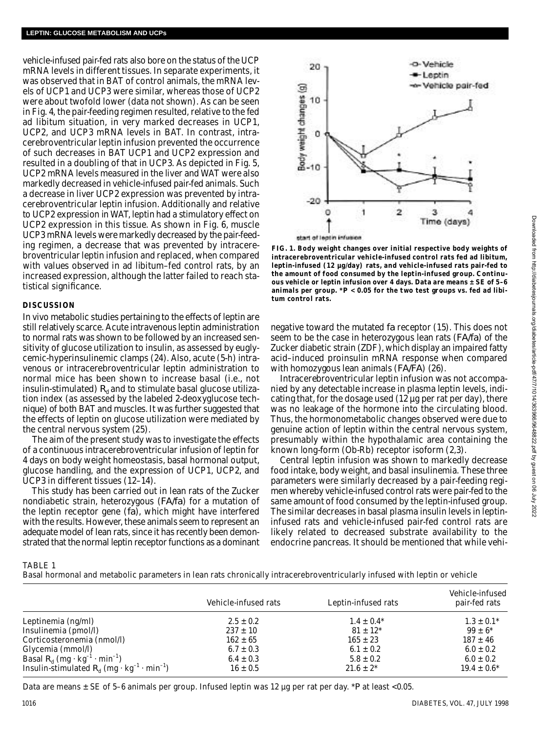vehicle-infused pair-fed rats also bore on the status of the UCP mRNA levels in different tissues. In separate experiments, it was observed that in BAT of control animals, the mRNA levels of UCP1 and UCP3 were similar, whereas those of UCP2 were about twofold lower (data not shown). As can be seen in Fig. 4, the pair-feeding regimen resulted, relative to the fed ad libitum situation, in very marked decreases in UCP1, UCP2, and UCP3 mRNA levels in BAT. In contrast, intracerebroventricular leptin infusion prevented the occurrence of such decreases in BAT UCP1 and UCP2 expression and resulted in a doubling of that in UCP3. As depicted in Fig. 5, UCP2 mRNA levels measured in the liver and WAT were also markedly decreased in vehicle-infused pair-fed animals. Such a decrease in liver UCP2 expression was prevented by intracerebroventricular leptin infusion. Additionally and relative to UCP2 expression in WAT, leptin had a stimulatory effect on UCP2 expression in this tissue. As shown in Fig. 6, muscle UCP3 mRNA levels were markedly decreased by the pair-feeding regimen, a decrease that was prevented by intracerebroventricular leptin infusion and replaced, when compared with values observed in ad libitum–fed control rats, by an increased expression, although the latter failed to reach statistical significance.

## DISCUSSION

In vivo metabolic studies pertaining to the effects of leptin are still relatively scarce. Acute intravenous leptin administration to normal rats was shown to be followed by an increased sensitivity of glucose utilization to insulin, as assessed by euglycemic-hyperinsulinemic clamps (24). Also, acute (5-h) intravenous or intracerebroventricular leptin administration to normal mice has been shown to increase basal (i.e., not insulin-stimulated) $R_d$ and to stimulate basal glucose utilization index (as assessed by the labeled 2-deoxyglucose technique) of both BAT and muscles. It was further suggested that the effects of leptin on glucose utilization were mediated by the central nervous system (25).

The aim of the present study was to investigate the effects of a continuous intracerebroventricular infusion of leptin for 4 days on body weight homeostasis, basal hormonal output, glucose handling, and the expression of UCP1, UCP2, and UCP3 in different tissues (12–14).

This study has been carried out in lean rats of the Zucker nondiabetic strain, heterozygous (*FA/fa*) for a mutation of the leptin receptor gene (*fa*), which might have interfered with the results. However, these animals seem to represent an adequate model of lean rats, since it has recently been demonstrated that the normal leptin receptor functions as a dominant negative toward the mutated *fa* receptor (15). This does not seem to be the case in heterozygous lean rats (*FA/fa*) of the Zucker diabetic strain (ZDF), which display an impaired fatty acid–induced proinsulin mRNA response when compared with homozygous lean animals (*FA/FA*) (26).

**FIG. 1. Body weight changes over initial respective body weights of intracerebroventricular vehicle-infused control rats fed ad libitum, leptin-infused (12 µg/day) rats, and vehicle-infused rats pair-fed to the amount of food consumed by the leptin-infused group. Continuous vehicle or leptin infusion over 4 days. Data are means ± SE of 5–6 animals per group. \*$P < 0.05$ for the two test groups vs. fed ad libitum control rats.**

Intracerebroventricular leptin infusion was not accompanied by any detectable increase in plasma leptin levels, indicating that, for the dosage used (12 µg per rat per day), there was no leakage of the hormone into the circulating blood. Thus, the hormonometabolic changes observed were due to genuine action of leptin within the central nervous system, presumably within the hypothalamic area containing the known long-form (Ob-Rb) receptor isoform (2,3).

Central leptin infusion was shown to markedly decrease food intake, body weight, and basal insulinemia. These three parameters were similarly decreased by a pair-feeding regimen whereby vehicle-infused control rats were pair-fed to the same amount of food consumed by the leptin-infused group. The similar decreases in basal plasma insulin levels in leptin-infused rats and vehicle-infused pair-fed control rats are likely related to decreased substrate availability to the endocrine pancreas. It should be mentioned that while vehi-

TABLE 1
Basal hormonal and metabolic parameters in lean rats chronically intracerebroventricularly infused with leptin or vehicle

| | Vehicle-infused rats | Leptin-infused rats | Vehicle-infused pair-fed rats |
|---|---|---|---|
| Leptinemia (ng/ml) | 2.5 ± 0.2 | 1.4 ± 0.4* | 1.3 ± 0.1* |
| Insulinemia (pmol/l) | 237 ± 10 | 81 ± 12* | 99 ± 6* |
| Corticosteronemia (nmol/l) | 162 ± 65 | 165 ± 23 | 187 ± 46 |
| Glycemia (mmol/l) | 6.7 ± 0.3 | 6.1 ± 0.2 | 6.0 ± 0.2 |
| Basal $R_d$ ($mg \cdot kg^{-1} \cdot min^{-1}$) | 6.4 ± 0.3 | 5.8 ± 0.2 | 6.0 ± 0.2 |
| Insulin-stimulated $R_d$ ($mg \cdot kg^{-1} \cdot min^{-1}$) | 16 ± 0.5 | 21.6 ± 2* | 19.4 ± 0.6* |

Data are means ± SE of 5–6 animals per group. Infused leptin was 12 µg per rat per day. \**P* at least <0.05.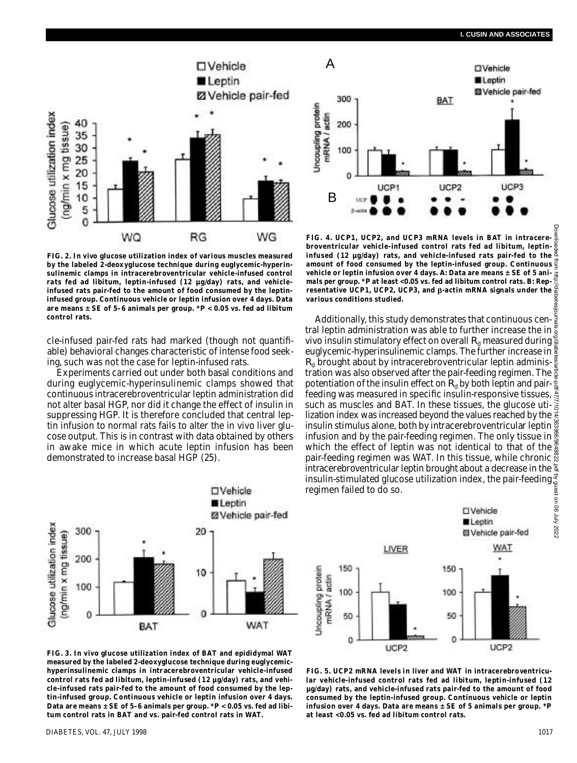**FIG. 2. In vivo glucose utilization index of various muscles measured by the labeled 2-deoxyglucose technique during euglycemic-hyperinsulinemic clamps in intracerebroventricular vehicle-infused control rats fed ad libitum, leptin-infused (12 µg/day) rats, and vehicle-infused rats pair-fed to the amount of food consumed by the leptin-infused group. Continuous vehicle or leptin infusion over 4 days. Data are means ± SE of 5–6 animals per group. *P < 0.05 vs. fed ad libitum control rats.**

**FIG. 4. UCP1, UCP2, and UCP3 mRNA levels in BAT in intracerebroventricular vehicle-infused control rats fed ad libitum, leptin-infused (12 µg/day) rats, and vehicle-infused rats pair-fed to the amount of food consumed by the leptin-infused group. Continuous vehicle or leptin infusion over 4 days. A: Data are means ± SE of 5 animals per group. *P at least <0.05 vs. fed ad libitum control rats. B: Representative UCP1, UCP2, UCP3, and β-actin mRNA signals under the various conditions studied.**

cle-infused pair-fed rats had marked (though not quantifiable) behavioral changes characteristic of intense food seeking, such was not the case for leptin-infused rats.

Experiments carried out under both basal conditions and during euglycemic-hyperinsulinemic clamps showed that continuous intracerebroventricular leptin administration did not alter basal HGP, nor did it change the effect of insulin in suppressing HGP. It is therefore concluded that central leptin infusion to normal rats fails to alter the in vivo liver glucose output. This is in contrast with data obtained by others in awake mice in which acute leptin infusion has been demonstrated to increase basal HGP (25).

Additionally, this study demonstrates that continuous central leptin administration was able to further increase the in vivo insulin stimulatory effect on overall $R_d$ measured during euglycemic-hyperinsulinemic clamps. The further increase in $R_d$ brought about by intracerebroventricular leptin administration was also observed after the pair-feeding regimen. The potentiation of the insulin effect on $R_d$ by both leptin and pair-feeding was measured in specific insulin-responsive tissues, such as muscles and BAT. In these tissues, the glucose utilization index was increased beyond the values reached by the insulin stimulus alone, both by intracerebroventricular leptin infusion and by the pair-feeding regimen. The only tissue in which the effect of leptin was not identical to that of the pair-feeding regimen was WAT. In this tissue, while chronic intracerebroventricular leptin brought about a decrease in the insulin-stimulated glucose utilization index, the pair-feeding regimen failed to do so.

**FIG. 3. In vivo glucose utilization index of BAT and epididymal WAT measured by the labeled 2-deoxyglucose technique during euglycemic-hyperinsulinemic clamps in intracerebroventricular vehicle-infused control rats fed ad libitum, leptin-infused (12 µg/day) rats, and vehicle-infused rats pair-fed to the amount of food consumed by the leptin-infused group. Continuous vehicle or leptin infusion over 4 days. Data are means ± SE of 5–6 animals per group. *P < 0.05 vs. fed ad libitum control rats in BAT and vs. pair-fed control rats in WAT.**

**FIG. 5. UCP2 mRNA levels in liver and WAT in intracerebroventricular vehicle-infused control rats fed ad libitum, leptin-infused (12 µg/day) rats, and vehicle-infused rats pair-fed to the amount of food consumed by the leptin-infused group. Continuous vehicle or leptin infusion over 4 days. Data are means ± SE of 5 animals per group. *P at least <0.05 vs. fed ad libitum control rats.**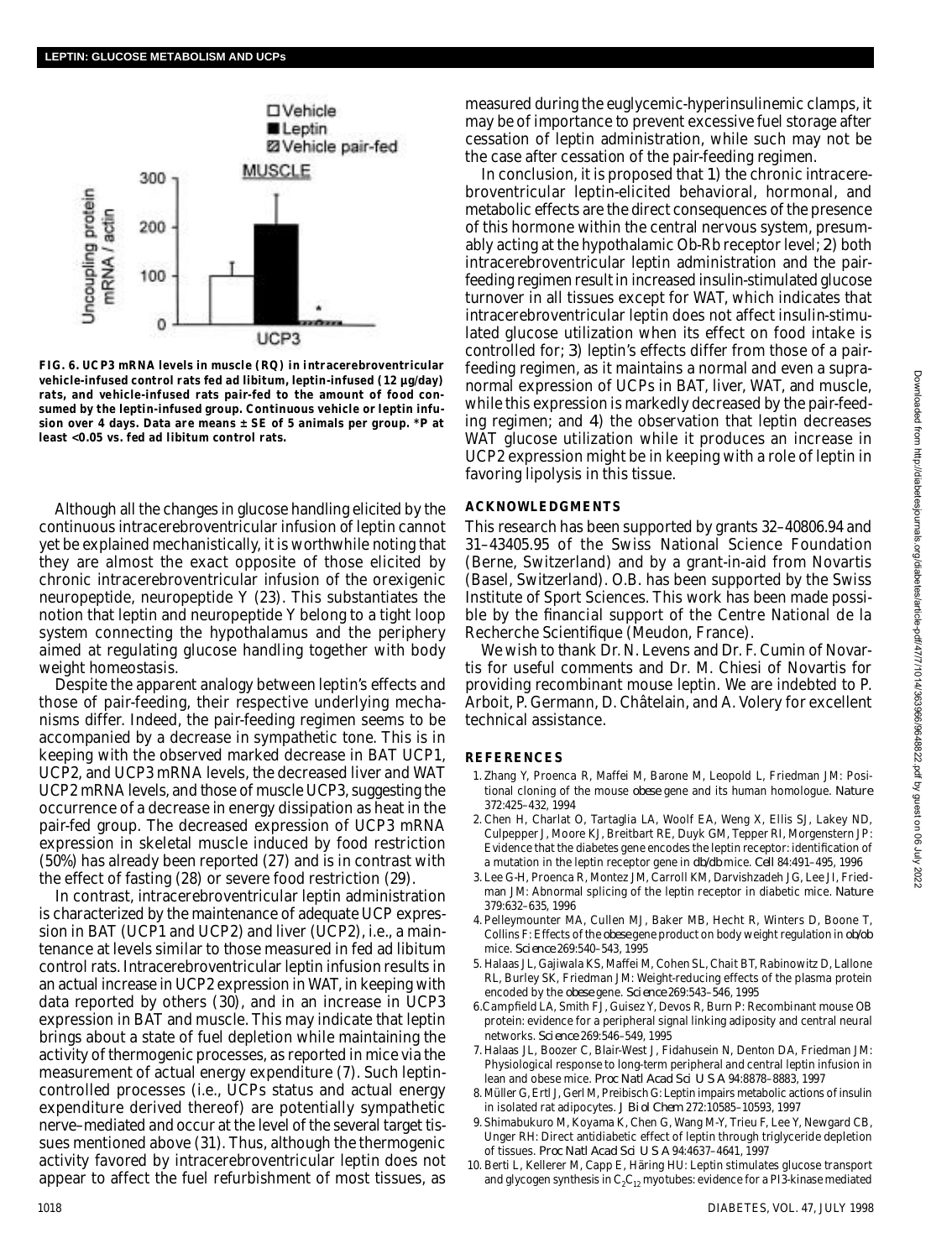FIG. 6. UCP3 mRNA levels in muscle (RQ) in intracerebroventricular vehicle-infused control rats fed ad libitum, leptin-infused (12 µg/day) rats, and vehicle-infused rats pair-fed to the amount of food consumed by the leptin-infused group. Continuous vehicle or leptin infusion over 4 days. Data are means ± SE of 5 animals per group. *P at least <0.05 vs. fed ad libitum control rats.

Although all the changes in glucose handling elicited by the continuous intracerebroventricular infusion of leptin cannot yet be explained mechanistically, it is worthwhile noting that they are almost the exact opposite of those elicited by chronic intracerebroventricular infusion of the orexigenic neuropeptide, neuropeptide Y (23). This substantiates the notion that leptin and neuropeptide Y belong to a tight loop system connecting the hypothalamus and the periphery aimed at regulating glucose handling together with body weight homeostasis.

Despite the apparent analogy between leptin's effects and those of pair-feeding, their respective underlying mechanisms differ. Indeed, the pair-feeding regimen seems to be accompanied by a decrease in sympathetic tone. This is in keeping with the observed marked decrease in BAT UCP1, UCP2, and UCP3 mRNA levels, the decreased liver and WAT UCP2 mRNA levels, and those of muscle UCP3, suggesting the occurrence of a decrease in energy dissipation as heat in the pair-fed group. The decreased expression of UCP3 mRNA expression in skeletal muscle induced by food restriction (50%) has already been reported (27) and is in contrast with the effect of fasting (28) or severe food restriction (29).

In contrast, intracerebroventricular leptin administration is characterized by the maintenance of adequate UCP expression in BAT (UCP1 and UCP2) and liver (UCP2), i.e., a maintenance at levels similar to those measured in fed ad libitum control rats. Intracerebroventricular leptin infusion results in an actual increase in UCP2 expression in WAT, in keeping with data reported by others (30), and in an increase in UCP3 expression in BAT and muscle. This may indicate that leptin brings about a state of fuel depletion while maintaining the activity of thermogenic processes, as reported in mice via the measurement of actual energy expenditure (7). Such leptin-controlled processes (i.e., UCPs status and actual energy expenditure derived thereof) are potentially sympathetic nerve–mediated and occur at the level of the several target tissues mentioned above (31). Thus, although the thermogenic activity favored by intracerebroventricular leptin does not appear to affect the fuel refurbishment of most tissues, as measured during the euglycemic-hyperinsulinemic clamps, it may be of importance to prevent excessive fuel storage after cessation of leptin administration, while such may not be the case after cessation of the pair-feeding regimen.

In conclusion, it is proposed that 1) the chronic intracerebroventricular leptin-elicited behavioral, hormonal, and metabolic effects are the direct consequences of the presence of this hormone within the central nervous system, presumably acting at the hypothalamic Ob-Rb receptor level; 2) both intracerebroventricular leptin administration and the pair-feeding regimen result in increased insulin-stimulated glucose turnover in all tissues except for WAT, which indicates that intracerebroventricular leptin does not affect insulin-stimulated glucose utilization when its effect on food intake is controlled for; 3) leptin's effects differ from those of a pair-feeding regimen, as it maintains a normal and even a supranormal expression of UCPs in BAT, liver, WAT, and muscle, while this expression is markedly decreased by the pair-feeding regimen; and 4) the observation that leptin decreases WAT glucose utilization while it produces an increase in UCP2 expression might be in keeping with a role of leptin in favoring lipolysis in this tissue.

## ACKNOWLEDGMENTS

This research has been supported by grants 32–40806.94 and 31–43405.95 of the Swiss National Science Foundation (Berne, Switzerland) and by a grant-in-aid from Novartis (Basel, Switzerland). O.B. has been supported by the Swiss Institute of Sport Sciences. This work has been made possible by the financial support of the Centre National de la Recherche Scientifique (Meudon, France).

We wish to thank Dr. N. Levens and Dr. F. Cumin of Novartis for useful comments and Dr. M. Chiesi of Novartis for providing recombinant mouse leptin. We are indebted to P. Arboit, P. Germann, D. Châtelain, and A. Volery for excellent technical assistance.

## REFERENCES

1. Zhang Y, Proenca R, Maffei M, Barone M, Leopold L, Friedman JM: Positional cloning of the mouse *obese* gene and its human homologue. *Nature* 372:425–432, 1994
2. Chen H, Charlat O, Tartaglia LA, Woolf EA, Weng X, Ellis SJ, Lakey ND, Culpepper J, Moore KJ, Breitbart RE, Duyk GM, Tepper RI, Morgenstern JP: Evidence that the diabetes gene encodes the leptin receptor: identification of a mutation in the leptin receptor gene in *db/db* mice. *Cell* 84:491–495, 1996
3. Lee G-H, Proenca R, Montez JM, Carroll KM, Darvishzadeh JG, Lee JI, Friedman JM: Abnormal splicing of the leptin receptor in diabetic mice. *Nature* 379:632–635, 1996
4. Pelleymounter MA, Cullen MJ, Baker MB, Hecht R, Winters D, Boone T, Collins F: Effects of the *obese* gene product on body weight regulation in *ob/ob* mice. *Science* 269:540–543, 1995
5. Halaas JL, Gajiwala KS, Maffei M, Cohen SL, Chait BT, Rabinowitz D, Lallone RL, Burley SK, Friedman JM: Weight-reducing effects of the plasma protein encoded by the *obese* gene. *Science* 269:543–546, 1995
6. Campfield LA, Smith FJ, Guisez Y, Devos R, Burn P: Recombinant mouse OB protein: evidence for a peripheral signal linking adiposity and central neural networks. *Science* 269:546–549, 1995
7. Halaas JL, Boozer C, Blair-West J, Fidahusein N, Denton DA, Friedman JM: Physiological response to long-term peripheral and central leptin infusion in lean and obese mice. *Proc Natl Acad Sci U S A* 94:8878–8883, 1997
8. Müller G, Ertl J, Gerl M, Preibisch G: Leptin impairs metabolic actions of insulin in isolated rat adipocytes. *J Biol Chem* 272:10585–10593, 1997
9. Shimabukuro M, Koyama K, Chen G, Wang M-Y, Trieu F, Lee Y, Newgard CB, Unger RH: Direct antidiabetic effect of leptin through triglyceride depletion of tissues. *Proc Natl Acad Sci U S A* 94:4637–4641, 1997
10. Berti L, Kellerer M, Capp E, Häring HU: Leptin stimulates glucose transport and glycogen synthesis in $C_2C_{12}$ myotubes: evidence for a PI3-kinase mediated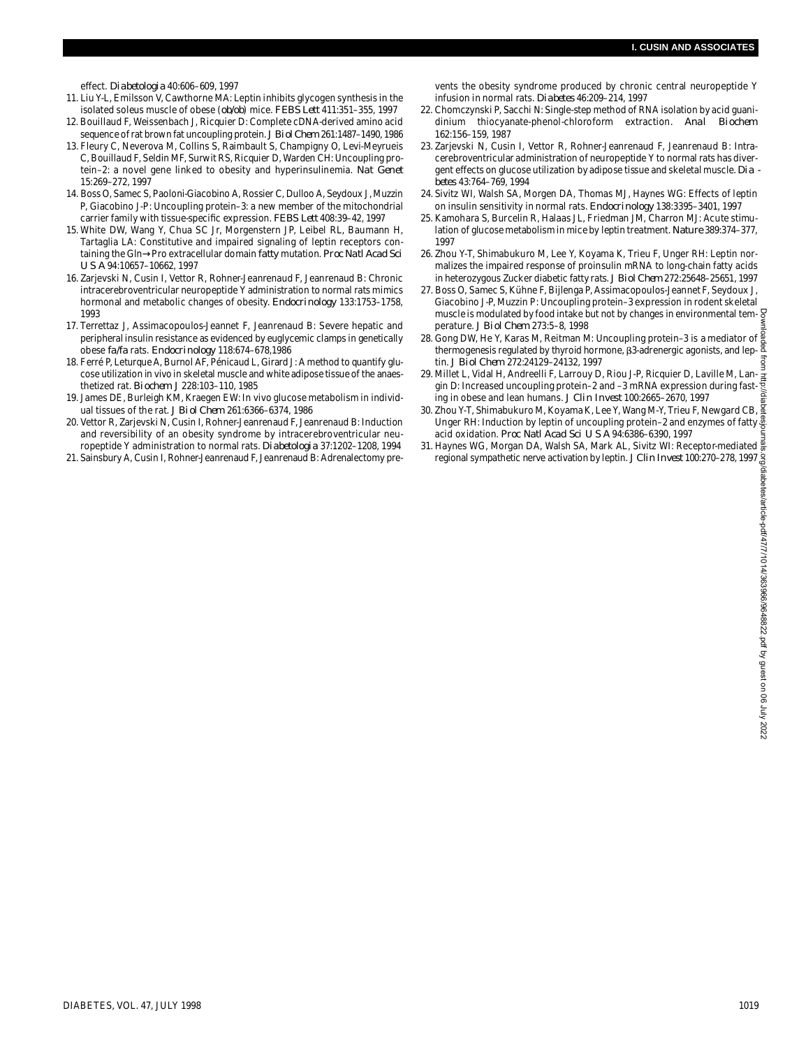effect. *Diabetologia* 40:606–609, 1997

11. Liu Y-L, Emilsson V, Cawthorne MA: Leptin inhibits glycogen synthesis in the isolated soleus muscle of obese (*ob/ob*) mice. *FEBS Lett* 411:351–355, 1997
12. Bouillaud F, Weissenbach J, Ricquier D: Complete cDNA-derived amino acid sequence of rat brown fat uncoupling protein. *J Biol Chem* 261:1487–1490, 1986
13. Fleury C, Neverova M, Collins S, Raimbault S, Champigny O, Levi-Meyrueis C, Bouillaud F, Seldin MF, Surwit RS, Ricquier D, Warden CH: Uncoupling protein–2: a novel gene linked to obesity and hyperinsulinemia. *Nat Genet* 15:269–272, 1997
14. Boss O, Samec S, Paoloni-Giacobino A, Rossier C, Dulloo A, Seydoux J, Muzzin P, Giacobino J-P: Uncoupling protein–3: a new member of the mitochondrial carrier family with tissue-specific expression. *FEBS Lett* 408:39–42, 1997
15. White DW, Wang Y, Chua SC Jr, Morgenstern JP, Leibel RL, Baumann H, Tartaglia LA: Constitutive and impaired signaling of leptin receptors containing the Gln→Pro extracellular domain *fatty* mutation. *Proc Natl Acad Sci U S A* 94:10657–10662, 1997
16. Zarjevski N, Cusin I, Vettor R, Rohner-Jeanrenaud F, Jeanrenaud B: Chronic intracerebroventricular neuropeptide Y administration to normal rats mimics hormonal and metabolic changes of obesity. *Endocrinology* 133:1753–1758, 1993
17. Terrettaz J, Assimacopoulos-Jeannet F, Jeanrenaud B: Severe hepatic and peripheral insulin resistance as evidenced by euglycemic clamps in genetically obese *fa/fa* rats. *Endocrinology* 118:674–678,1986
18. Ferré P, Leturque A, Burnol AF, Pénicaud L, Girard J: A method to quantify glucose utilization in vivo in skeletal muscle and white adipose tissue of the anaesthetized rat. *Biochem J* 228:103–110, 1985
19. James DE, Burleigh KM, Kraegen EW: In vivo glucose metabolism in individual tissues of the rat. *J Biol Chem* 261:6366–6374, 1986
20. Vettor R, Zarjevski N, Cusin I, Rohner-Jeanrenaud F, Jeanrenaud B: Induction and reversibility of an obesity syndrome by intracerebroventricular neuropeptide Y administration to normal rats. *Diabetologia* 37:1202–1208, 1994
21. Sainsbury A, Cusin I, Rohner-Jeanrenaud F, Jeanrenaud B: Adrenalectomy prevents the obesity syndrome produced by chronic central neuropeptide Y infusion in normal rats. *Diabetes* 46:209–214, 1997
22. Chomczynski P, Sacchi N: Single-step method of RNA isolation by acid guanidinium thiocyanate-phenol-chloroform extraction. *Anal Biochem* 162:156–159, 1987
23. Zarjevski N, Cusin I, Vettor R, Rohner-Jeanrenaud F, Jeanrenaud B: Intracerebroventricular administration of neuropeptide Y to normal rats has divergent effects on glucose utilization by adipose tissue and skeletal muscle. *Diabetes* 43:764–769, 1994
24. Sivitz WI, Walsh SA, Morgen DA, Thomas MJ, Haynes WG: Effects of leptin on insulin sensitivity in normal rats. *Endocrinology* 138:3395–3401, 1997
25. Kamohara S, Burcelin R, Halaas JL, Friedman JM, Charron MJ: Acute stimulation of glucose metabolism in mice by leptin treatment. *Nature* 389:374–377, 1997
26. Zhou Y-T, Shimabukuro M, Lee Y, Koyama K, Trieu F, Unger RH: Leptin normalizes the impaired response of proinsulin mRNA to long-chain fatty acids in heterozygous Zucker diabetic fatty rats. *J Biol Chem* 272:25648–25651, 1997
27. Boss O, Samec S, Kühne F, Bijlenga P, Assimacopoulos-Jeannet F, Seydoux J, Giacobino J-P, Muzzin P: Uncoupling protein–3 expression in rodent skeletal muscle is modulated by food intake but not by changes in environmental temperature. *J Biol Chem* 273:5–8, 1998
28. Gong DW, He Y, Karas M, Reitman M: Uncoupling protein–3 is a mediator of thermogenesis regulated by thyroid hormone, β3-adrenergic agonists, and leptin. *J Biol Chem* 272:24129–24132, 1997
29. Millet L, Vidal H, Andreelli F, Larrouy D, Riou J-P, Ricquier D, Laville M, Langin D: Increased uncoupling protein–2 and –3 mRNA expression during fasting in obese and lean humans. *J Clin Invest* 100:2665–2670, 1997
30. Zhou Y-T, Shimabukuro M, Koyama K, Lee Y, Wang M-Y, Trieu F, Newgard CB, Unger RH: Induction by leptin of uncoupling protein–2 and enzymes of fatty acid oxidation. *Proc Natl Acad Sci U S A* 94:6386–6390, 1997
31. Haynes WG, Morgan DA, Walsh SA, Mark AL, Sivitz WI: Receptor-mediated regional sympathetic nerve activation by leptin. *J Clin Invest* 100:270–278, 1997